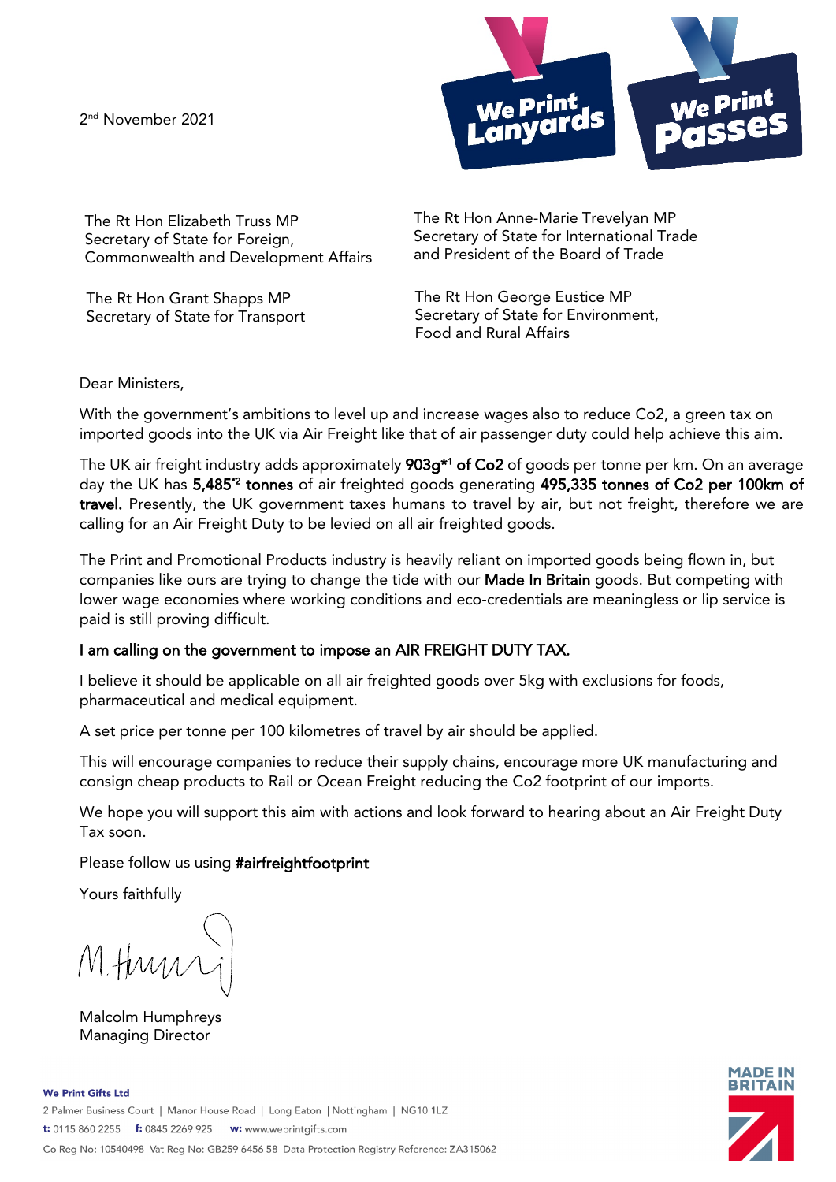2nd November 2021

We Print Lanyards We Print Passes

The Rt Hon Elizabeth Truss MP
Secretary of State for Foreign, Commonwealth and Development Affairs

The Rt Hon Anne-Marie Trevelyan MP
Secretary of State for International Trade and President of the Board of Trade

The Rt Hon Grant Shapps MP
Secretary of State for Transport

The Rt Hon George Eustice MP
Secretary of State for Environment, Food and Rural Affairs

Dear Ministers,

With the government's ambitions to level up and increase wages also to reduce Co2, a green tax on imported goods into the UK via Air Freight like that of air passenger duty could help achieve this aim.

The UK air freight industry adds approximately **903g*[1] of Co2** of goods per tonne per km. On an average day the UK has **5,485*[2] tonnes** of air freighted goods generating **495,335 tonnes of Co2 per 100km of travel.** Presently, the UK government taxes humans to travel by air, but not freight, therefore we are calling for an Air Freight Duty to be levied on all air freighted goods.

The Print and Promotional Products industry is heavily reliant on imported goods being flown in, but companies like ours are trying to change the tide with our **Made In Britain** goods. But competing with lower wage economies where working conditions and eco-credentials are meaningless or lip service is paid is still proving difficult.

**I am calling on the government to impose an AIR FREIGHT DUTY TAX.**

I believe it should be applicable on all air freighted goods over 5kg with exclusions for foods, pharmaceutical and medical equipment.

A set price per tonne per 100 kilometres of travel by air should be applied.

This will encourage companies to reduce their supply chains, encourage more UK manufacturing and consign cheap products to Rail or Ocean Freight reducing the Co2 footprint of our imports.

We hope you will support this aim with actions and look forward to hearing about an Air Freight Duty Tax soon.

Please follow us using **#airfreightfootprint**

Yours faithfully

Malcolm Humphreys
Managing Director

**We Print Gifts Ltd**
2 Palmer Business Court | Manor House Road | Long Eaton | Nottingham | NG10 1LZ
t: 0115 860 2255 f: 0845 2269 925 w: www.weprintgifts.com
Co Reg No: 10540498 Vat Reg No: GB259 6456 58 Data Protection Registry Reference: ZA315062

MADE IN BRITAIN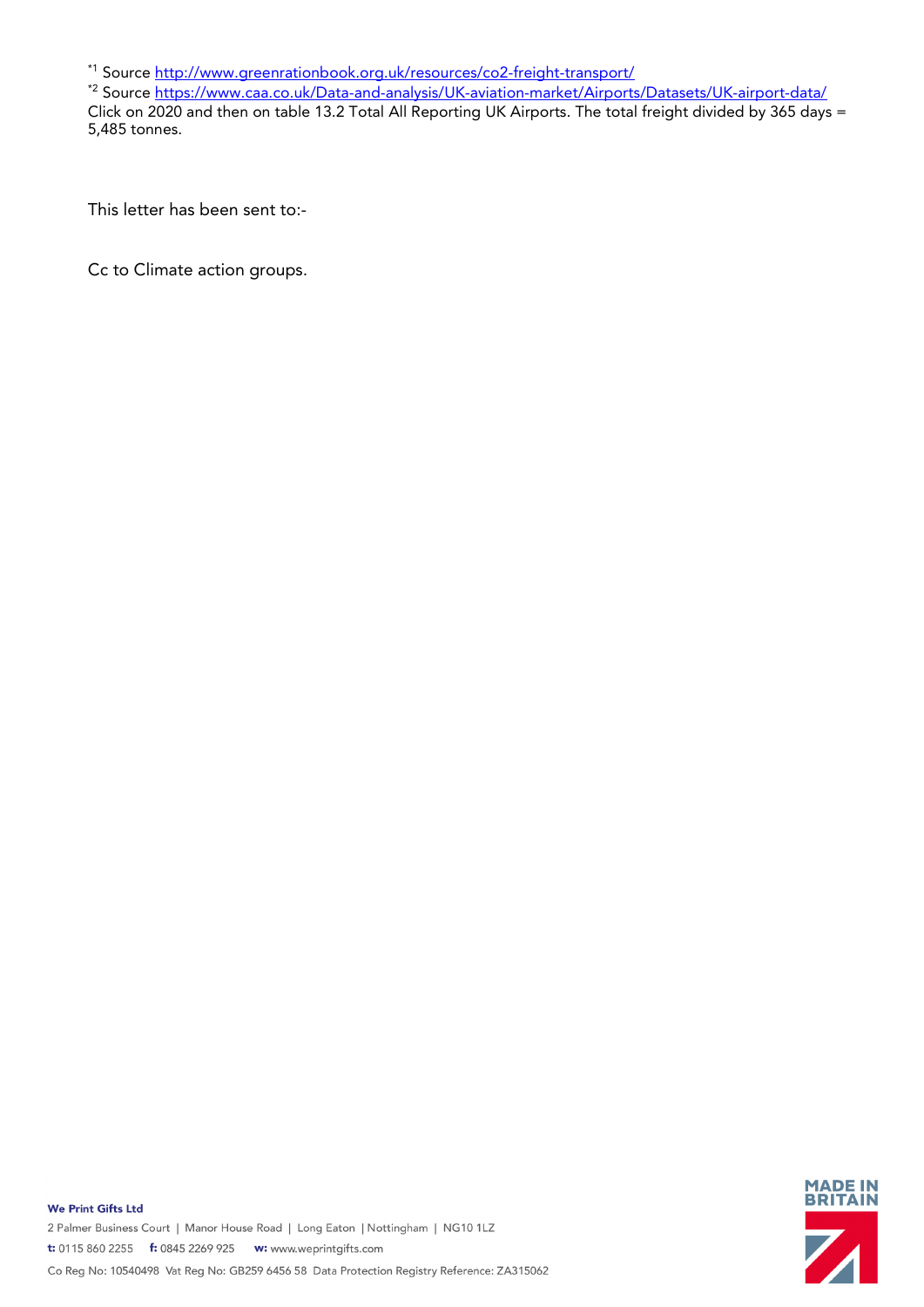[*1] Source http://www.greenrationbook.org.uk/resources/co2-freight-transport/
[*2] Source https://www.caa.co.uk/Data-and-analysis/UK-aviation-market/Airports/Datasets/UK-airport-data/
Click on 2020 and then on table 13.2 Total All Reporting UK Airports. The total freight divided by 365 days = 5,485 tonnes.

This letter has been sent to:-

Cc to Climate action groups.

**We Print Gifts Ltd**
2 Palmer Business Court | Manor House Road | Long Eaton | Nottingham | NG10 1LZ
**t:** 0115 860 2255 **f:** 0845 2269 925 **w:** www.weprintgifts.com
Co Reg No: 10540498 Vat Reg No: GB259 6456 58 Data Protection Registry Reference: ZA315062

MADE IN BRITAIN